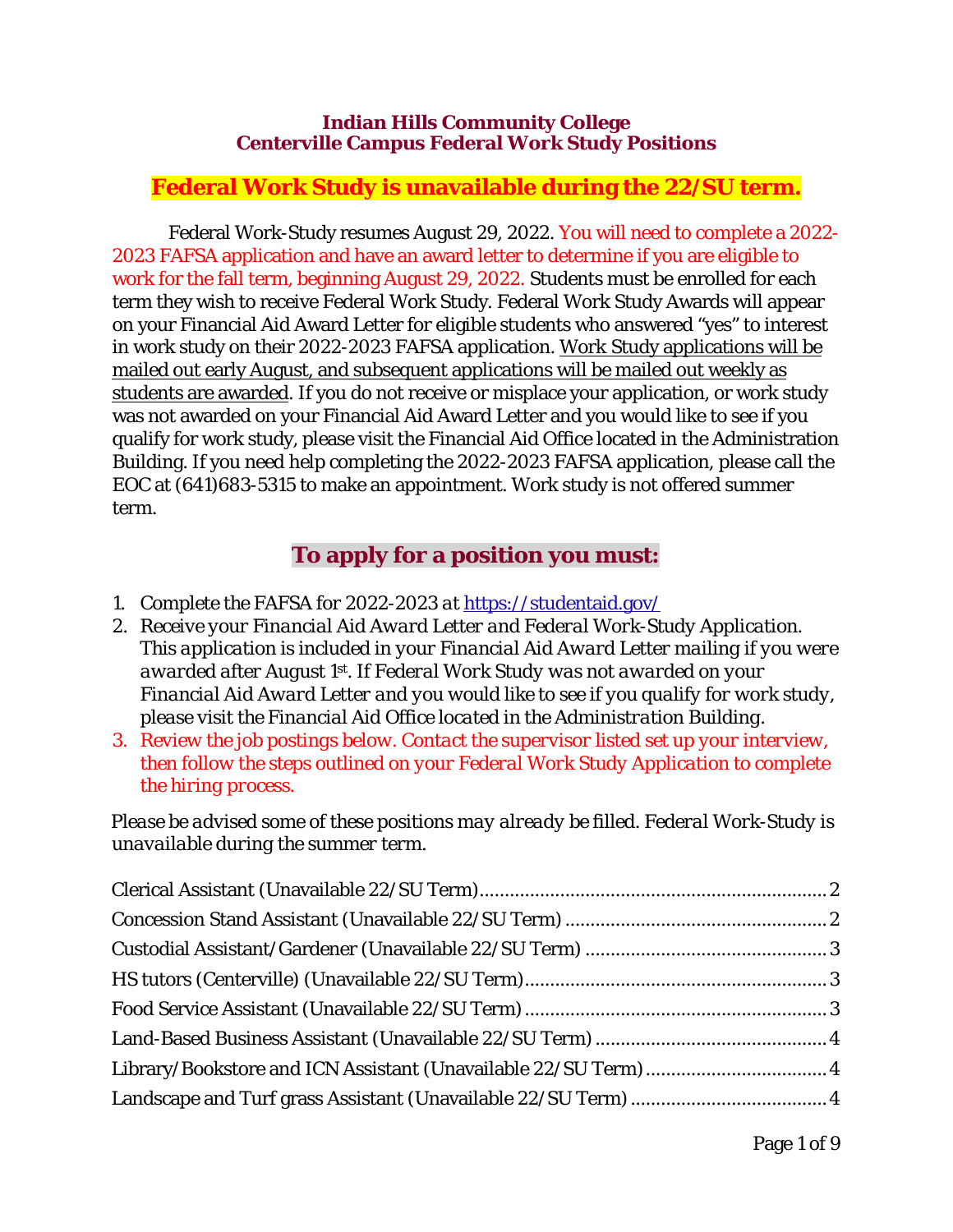# Indian Hills Community College
## Centerville Campus Federal Work Study Positions

## Federal Work Study is unavailable during the 22/SU term.

Federal Work-Study resumes August 29, 2022. You will need to complete a 2022-2023 FAFSA application and have an award letter to determine if you are eligible to work for the fall term, beginning August 29, 2022. Students must be enrolled for each term they wish to receive Federal Work Study. Federal Work Study Awards will appear on your Financial Aid Award Letter for eligible students who answered "yes" to interest in work study on their 2022-2023 FAFSA application. Work Study applications will be mailed out early August, and subsequent applications will be mailed out weekly as students are awarded. If you do not receive or misplace your application, or work study was not awarded on your Financial Aid Award Letter and you would like to see if you qualify for work study, please visit the Financial Aid Office located in the Administration Building. If you need help completing the 2022-2023 FAFSA application, please call the EOC at (641)683-5315 to make an appointment. Work study is not offered summer term.

## To apply for a position you must:

1. Complete the FAFSA for 2022-2023 at https://studentaid.gov/
2. *Receive your Financial Aid Award Letter and Federal Work-Study Application. This application is included in your Financial Aid Award Letter mailing if you were awarded after August 1st. If Federal Work Study was not awarded on your Financial Aid Award Letter and you would like to see if you qualify for work study, please visit the Financial Aid Office located in the Administration Building.*
3. Review the job postings below. Contact the supervisor listed set up your interview, then follow the steps outlined on your Federal Work Study Application to complete the hiring process.

*Please be advised some of these positions may already be filled. Federal Work-Study is unavailable during the summer term.*

Clerical Assistant (Unavailable 22/SU Term) .......... 2
Concession Stand Assistant (Unavailable 22/SU Term) .......... 2
Custodial Assistant/Gardener (Unavailable 22/SU Term) .......... 3
HS tutors (Centerville) (Unavailable 22/SU Term) .......... 3
Food Service Assistant (Unavailable 22/SU Term) .......... 3
Land-Based Business Assistant (Unavailable 22/SU Term) .......... 4
Library/Bookstore and ICN Assistant (Unavailable 22/SU Term) .......... 4
Landscape and Turf grass Assistant (Unavailable 22/SU Term) .......... 4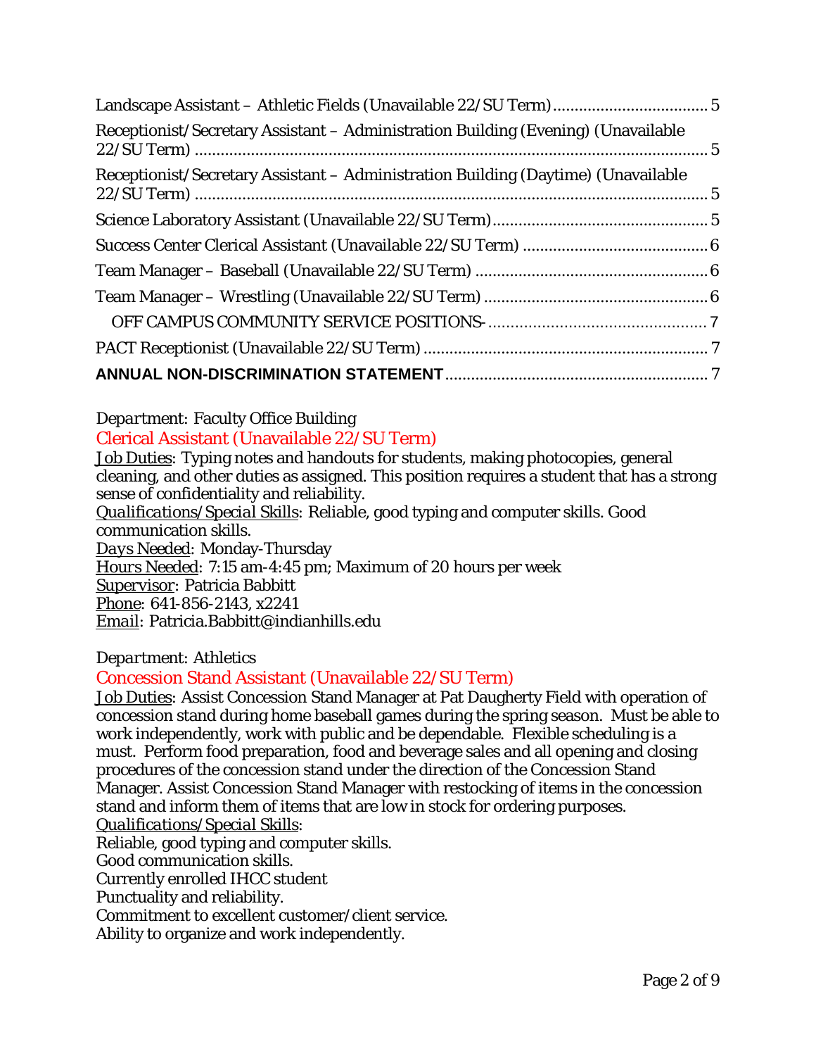Landscape Assistant – Athletic Fields (Unavailable 22/SU Term) ................................... 5

Receptionist/Secretary Assistant – Administration Building (Evening) (Unavailable 22/SU Term) ........................................................................................................ 5

Receptionist/Secretary Assistant – Administration Building (Daytime) (Unavailable 22/SU Term) ........................................................................................................ 5

Science Laboratory Assistant (Unavailable 22/SU Term)................................................. 5

Success Center Clerical Assistant (Unavailable 22/SU Term) .......................................... 6

Team Manager – Baseball (Unavailable 22/SU Term) ..................................................... 6

Team Manager – Wrestling (Unavailable 22/SU Term) ................................................... 6

OFF CAMPUS COMMUNITY SERVICE POSITIONS- ................................................ 7

PACT Receptionist (Unavailable 22/SU Term) ................................................................ 7

**ANNUAL NON-DISCRIMINATION STATEMENT** ........................................................... 7

*Department:* Faculty Office Building

## Clerical Assistant (Unavailable 22/SU Term)

Job Duties: Typing notes and handouts for students, making photocopies, general cleaning, and other duties as assigned. This position requires a student that has a strong sense of confidentiality and reliability.
*Qualifications/Special Skills*: Reliable, good typing and computer skills. Good communication skills.
*Days Needed*: Monday-Thursday
Hours Needed: 7:15 am-4:45 pm; Maximum of 20 hours per week
Supervisor: Patricia Babbitt
Phone: 641-856-2143, x2241
*Email*: Patricia.Babbitt@indianhills.edu

*Department:* Athletics

## Concession Stand Assistant (Unavailable 22/SU Term)

Job Duties: Assist Concession Stand Manager at Pat Daugherty Field with operation of concession stand during home baseball games during the spring season. Must be able to work independently, work with public and be dependable. Flexible scheduling is a must. Perform food preparation, food and beverage sales and all opening and closing procedures of the concession stand under the direction of the Concession Stand Manager. Assist Concession Stand Manager with restocking of items in the concession stand and inform them of items that are low in stock for ordering purposes.
*Qualifications/Special Skills*:
Reliable, good typing and computer skills.
Good communication skills.
Currently enrolled IHCC student
Punctuality and reliability.
Commitment to excellent customer/client service.
Ability to organize and work independently.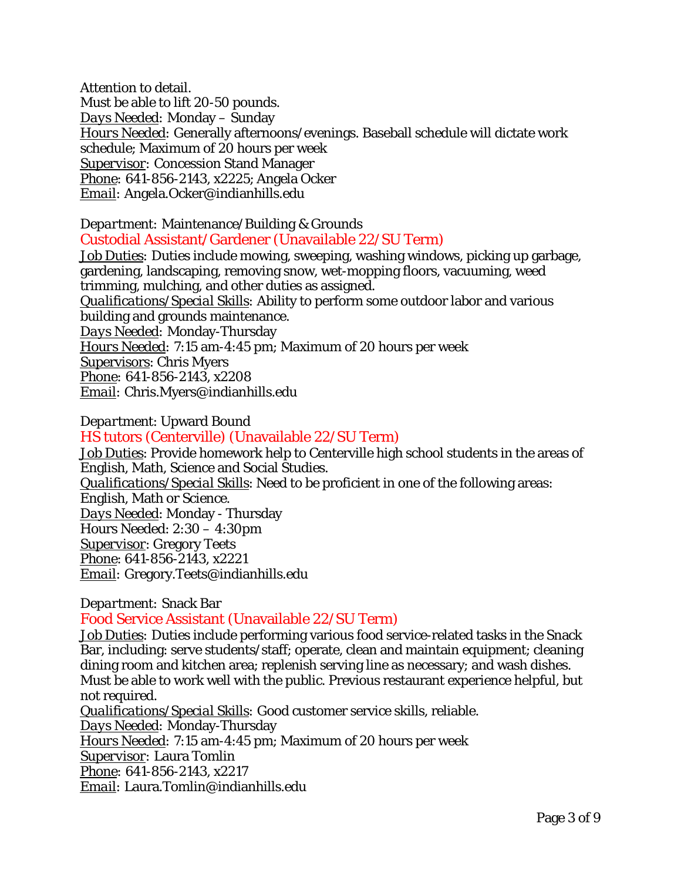Attention to detail.
Must be able to lift 20-50 pounds.
*Days Needed*: Monday – Sunday
*Hours Needed*: Generally afternoons/evenings. Baseball schedule will dictate work schedule; Maximum of 20 hours per week
Supervisor: Concession Stand Manager
Phone: 641-856-2143, x2225; Angela Ocker
Email: Angela.Ocker@indianhills.edu

*Department*: Maintenance/Building & Grounds

### Custodial Assistant/Gardener (Unavailable 22/SU Term)

Job Duties: Duties include mowing, sweeping, washing windows, picking up garbage, gardening, landscaping, removing snow, wet-mopping floors, vacuuming, weed trimming, mulching, and other duties as assigned.
*Qualifications/Special Skills*: Ability to perform some outdoor labor and various building and grounds maintenance.
*Days Needed*: Monday-Thursday
*Hours Needed*: 7:15 am-4:45 pm; Maximum of 20 hours per week
Supervisors: Chris Myers
Phone: 641-856-2143, x2208
Email: Chris.Myers@indianhills.edu

*Department*: Upward Bound

### HS tutors (Centerville) (Unavailable 22/SU Term)

Job Duties: Provide homework help to Centerville high school students in the areas of English, Math, Science and Social Studies.
*Qualifications/Special Skills*: Need to be proficient in one of the following areas: English, Math or Science.
*Days Needed*: Monday - Thursday
Hours Needed: 2:30 – 4:30pm
Supervisor: Gregory Teets
Phone: 641-856-2143, x2221
Email: Gregory.Teets@indianhills.edu

*Department*: Snack Bar

### Food Service Assistant (Unavailable 22/SU Term)

Job Duties: Duties include performing various food service-related tasks in the Snack Bar, including: serve students/staff; operate, clean and maintain equipment; cleaning dining room and kitchen area; replenish serving line as necessary; and wash dishes. Must be able to work well with the public. Previous restaurant experience helpful, but not required.
*Qualifications/Special Skills*: Good customer service skills, reliable.
*Days Needed*: Monday-Thursday
*Hours Needed*: 7:15 am-4:45 pm; Maximum of 20 hours per week
Supervisor: Laura Tomlin
Phone: 641-856-2143, x2217
Email: Laura.Tomlin@indianhills.edu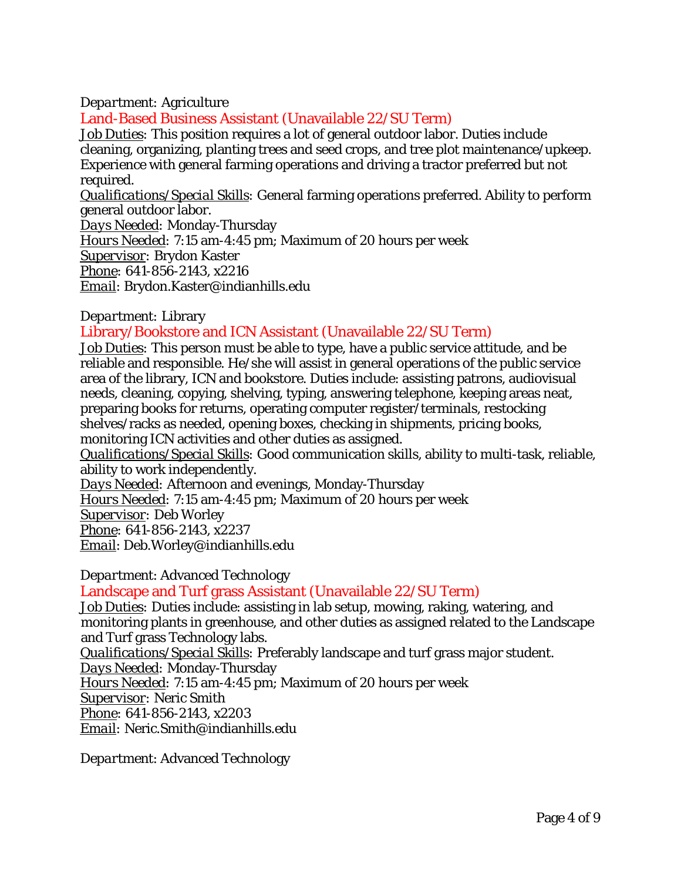*Department*: Agriculture

## Land-Based Business Assistant (Unavailable 22/SU Term)

Job Duties: This position requires a lot of general outdoor labor. Duties include cleaning, organizing, planting trees and seed crops, and tree plot maintenance/upkeep. Experience with general farming operations and driving a tractor preferred but not required.

*Qualifications/Special Skills*: General farming operations preferred. Ability to perform general outdoor labor.

*Days Needed*: Monday-Thursday

Hours Needed: 7:15 am-4:45 pm; Maximum of 20 hours per week

Supervisor: Brydon Kaster

Phone: 641-856-2143, x2216

Email: Brydon.Kaster@indianhills.edu

*Department*: Library

## Library/Bookstore and ICN Assistant (Unavailable 22/SU Term)

Job Duties: This person must be able to type, have a public service attitude, and be reliable and responsible. He/she will assist in general operations of the public service area of the library, ICN and bookstore. Duties include: assisting patrons, audiovisual needs, cleaning, copying, shelving, typing, answering telephone, keeping areas neat, preparing books for returns, operating computer register/terminals, restocking shelves/racks as needed, opening boxes, checking in shipments, pricing books, monitoring ICN activities and other duties as assigned.

*Qualifications/Special Skills*: Good communication skills, ability to multi-task, reliable, ability to work independently.

*Days Needed*: Afternoon and evenings, Monday-Thursday

Hours Needed: 7:15 am-4:45 pm; Maximum of 20 hours per week

Supervisor: Deb Worley

Phone: 641-856-2143, x2237

Email: Deb.Worley@indianhills.edu

*Department*: Advanced Technology

## Landscape and Turf grass Assistant (Unavailable 22/SU Term)

Job Duties: Duties include: assisting in lab setup, mowing, raking, watering, and monitoring plants in greenhouse, and other duties as assigned related to the Landscape and Turf grass Technology labs.

*Qualifications/Special Skills*: Preferably landscape and turf grass major student.

*Days Needed*: Monday-Thursday

Hours Needed: 7:15 am-4:45 pm; Maximum of 20 hours per week

Supervisor: Neric Smith

Phone: 641-856-2143, x2203

Email: Neric.Smith@indianhills.edu

*Department*: Advanced Technology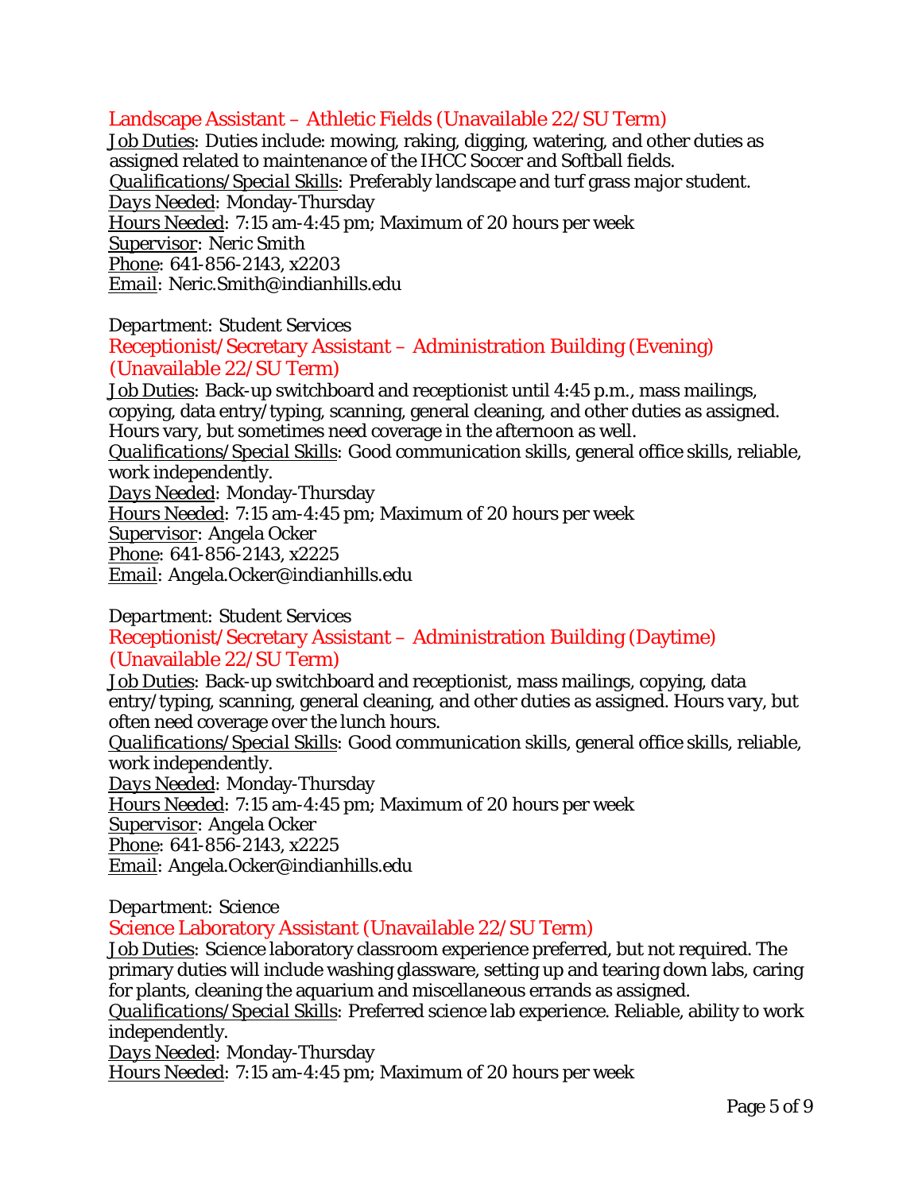### Landscape Assistant – Athletic Fields (Unavailable 22/SU Term)

Job Duties: Duties include: mowing, raking, digging, watering, and other duties as assigned related to maintenance of the IHCC Soccer and Softball fields.
*Qualifications/Special Skills*: Preferably landscape and turf grass major student.
*Days Needed*: Monday-Thursday
Hours Needed: 7:15 am-4:45 pm; Maximum of 20 hours per week
Supervisor: Neric Smith
Phone: 641-856-2143, x2203
Email: Neric.Smith@indianhills.edu

*Department*: Student Services

### Receptionist/Secretary Assistant – Administration Building (Evening) (Unavailable 22/SU Term)

Job Duties: Back-up switchboard and receptionist until 4:45 p.m., mass mailings, copying, data entry/typing, scanning, general cleaning, and other duties as assigned. Hours vary, but sometimes need coverage in the afternoon as well.
*Qualifications/Special Skills*: Good communication skills, general office skills, reliable, work independently.
*Days Needed*: Monday-Thursday
Hours Needed: 7:15 am-4:45 pm; Maximum of 20 hours per week
Supervisor: Angela Ocker
Phone: 641-856-2143, x2225
Email: Angela.Ocker@indianhills.edu

*Department*: Student Services

### Receptionist/Secretary Assistant – Administration Building (Daytime) (Unavailable 22/SU Term)

Job Duties: Back-up switchboard and receptionist, mass mailings, copying, data entry/typing, scanning, general cleaning, and other duties as assigned. Hours vary, but often need coverage over the lunch hours.
*Qualifications/Special Skills*: Good communication skills, general office skills, reliable, work independently.
*Days Needed*: Monday-Thursday
Hours Needed: 7:15 am-4:45 pm; Maximum of 20 hours per week
Supervisor: Angela Ocker
Phone: 641-856-2143, x2225
Email: Angela.Ocker@indianhills.edu

*Department*: Science

### Science Laboratory Assistant (Unavailable 22/SU Term)

Job Duties: Science laboratory classroom experience preferred, but not required. The primary duties will include washing glassware, setting up and tearing down labs, caring for plants, cleaning the aquarium and miscellaneous errands as assigned.
*Qualifications/Special Skills*: Preferred science lab experience. Reliable, ability to work independently.
*Days Needed*: Monday-Thursday
Hours Needed: 7:15 am-4:45 pm; Maximum of 20 hours per week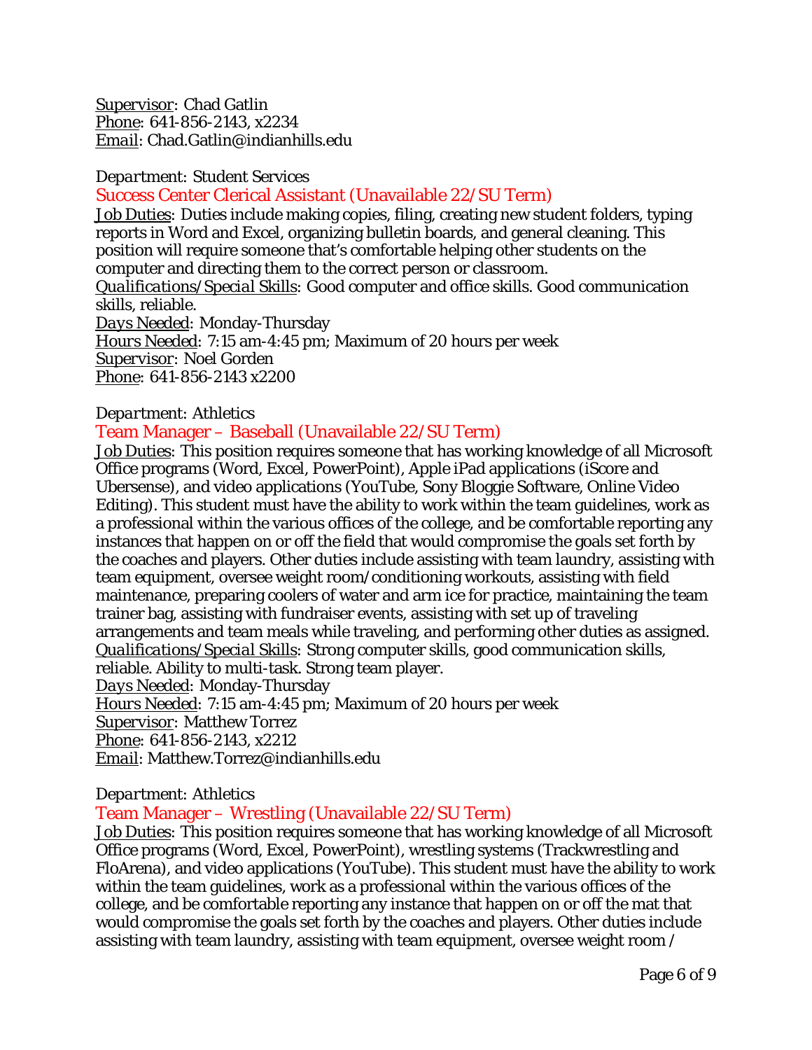Supervisor: Chad Gatlin
Phone: 641-856-2143, x2234
Email: Chad.Gatlin@indianhills.edu

*Department*: Student Services

### Success Center Clerical Assistant (Unavailable 22/SU Term)

Job Duties: Duties include making copies, filing, creating new student folders, typing reports in Word and Excel, organizing bulletin boards, and general cleaning. This position will require someone that's comfortable helping other students on the computer and directing them to the correct person or classroom.
*Qualifications/Special Skills*: Good computer and office skills. Good communication skills, reliable.
*Days Needed*: Monday-Thursday
Hours Needed: 7:15 am-4:45 pm; Maximum of 20 hours per week
Supervisor: Noel Gorden
Phone: 641-856-2143 x2200

*Department*: Athletics

### Team Manager – Baseball (Unavailable 22/SU Term)

Job Duties: This position requires someone that has working knowledge of all Microsoft Office programs (Word, Excel, PowerPoint), Apple iPad applications (iScore and Ubersense), and video applications (YouTube, Sony Bloggie Software, Online Video Editing). This student must have the ability to work within the team guidelines, work as a professional within the various offices of the college, and be comfortable reporting any instances that happen on or off the field that would compromise the goals set forth by the coaches and players. Other duties include assisting with team laundry, assisting with team equipment, oversee weight room/conditioning workouts, assisting with field maintenance, preparing coolers of water and arm ice for practice, maintaining the team trainer bag, assisting with fundraiser events, assisting with set up of traveling arrangements and team meals while traveling, and performing other duties as assigned.
*Qualifications/Special Skills*: Strong computer skills, good communication skills, reliable. Ability to multi-task. Strong team player.
*Days Needed*: Monday-Thursday
Hours Needed: 7:15 am-4:45 pm; Maximum of 20 hours per week
Supervisor: Matthew Torrez
Phone: 641-856-2143, x2212
Email: Matthew.Torrez@indianhills.edu

*Department*: Athletics

### Team Manager – Wrestling (Unavailable 22/SU Term)

Job Duties: This position requires someone that has working knowledge of all Microsoft Office programs (Word, Excel, PowerPoint), wrestling systems (Trackwrestling and FloArena), and video applications (YouTube). This student must have the ability to work within the team guidelines, work as a professional within the various offices of the college, and be comfortable reporting any instance that happen on or off the mat that would compromise the goals set forth by the coaches and players. Other duties include assisting with team laundry, assisting with team equipment, oversee weight room /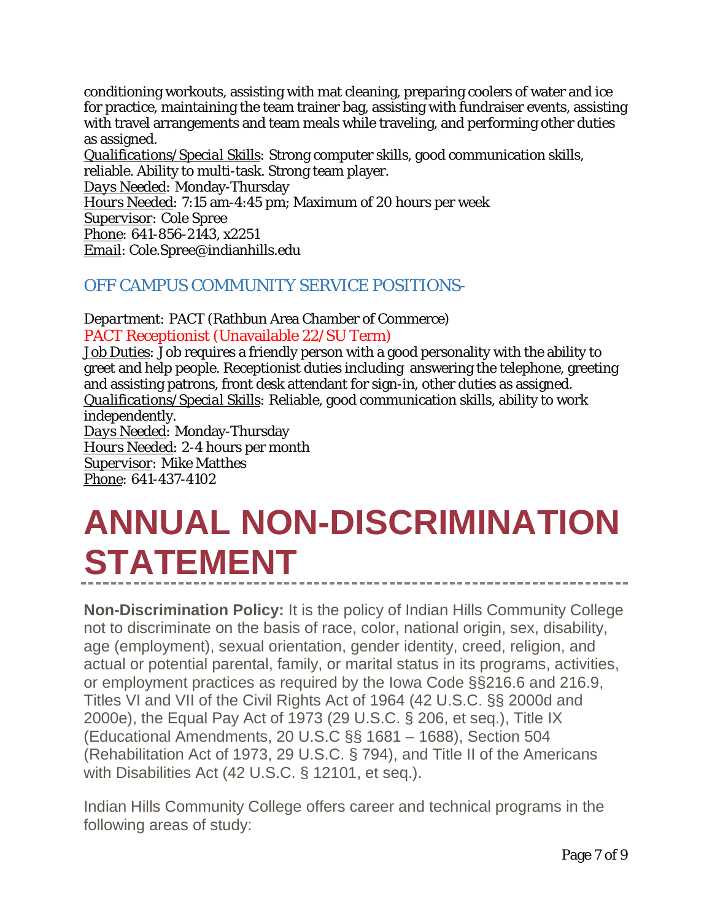conditioning workouts, assisting with mat cleaning, preparing coolers of water and ice for practice, maintaining the team trainer bag, assisting with fundraiser events, assisting with travel arrangements and team meals while traveling, and performing other duties as assigned.

*Qualifications/Special Skills*: Strong computer skills, good communication skills, reliable. Ability to multi-task. Strong team player.
*Days Needed*: Monday-Thursday
Hours Needed: 7:15 am-4:45 pm; Maximum of 20 hours per week
Supervisor: Cole Spree
Phone: 641-856-2143, x2251
*Email*: Cole.Spree@indianhills.edu

## OFF CAMPUS COMMUNITY SERVICE POSITIONS-

*Department*: PACT (Rathbun Area Chamber of Commerce)
PACT Receptionist (Unavailable 22/SU Term)
Job Duties: Job requires a friendly person with a good personality with the ability to greet and help people. Receptionist duties including answering the telephone, greeting and assisting patrons, front desk attendant for sign-in, other duties as assigned.
*Qualifications/Special Skills*: Reliable, good communication skills, ability to work independently.
*Days Needed*: Monday-Thursday
Hours Needed: 2-4 hours per month
Supervisor: Mike Matthes
Phone: 641-437-4102

# ANNUAL NON-DISCRIMINATION STATEMENT

**Non-Discrimination Policy:** It is the policy of Indian Hills Community College not to discriminate on the basis of race, color, national origin, sex, disability, age (employment), sexual orientation, gender identity, creed, religion, and actual or potential parental, family, or marital status in its programs, activities, or employment practices as required by the Iowa Code §§216.6 and 216.9, Titles VI and VII of the Civil Rights Act of 1964 (42 U.S.C. §§ 2000d and 2000e), the Equal Pay Act of 1973 (29 U.S.C. § 206, et seq.), Title IX (Educational Amendments, 20 U.S.C §§ 1681 – 1688), Section 504 (Rehabilitation Act of 1973, 29 U.S.C. § 794), and Title II of the Americans with Disabilities Act (42 U.S.C. § 12101, et seq.).

Indian Hills Community College offers career and technical programs in the following areas of study: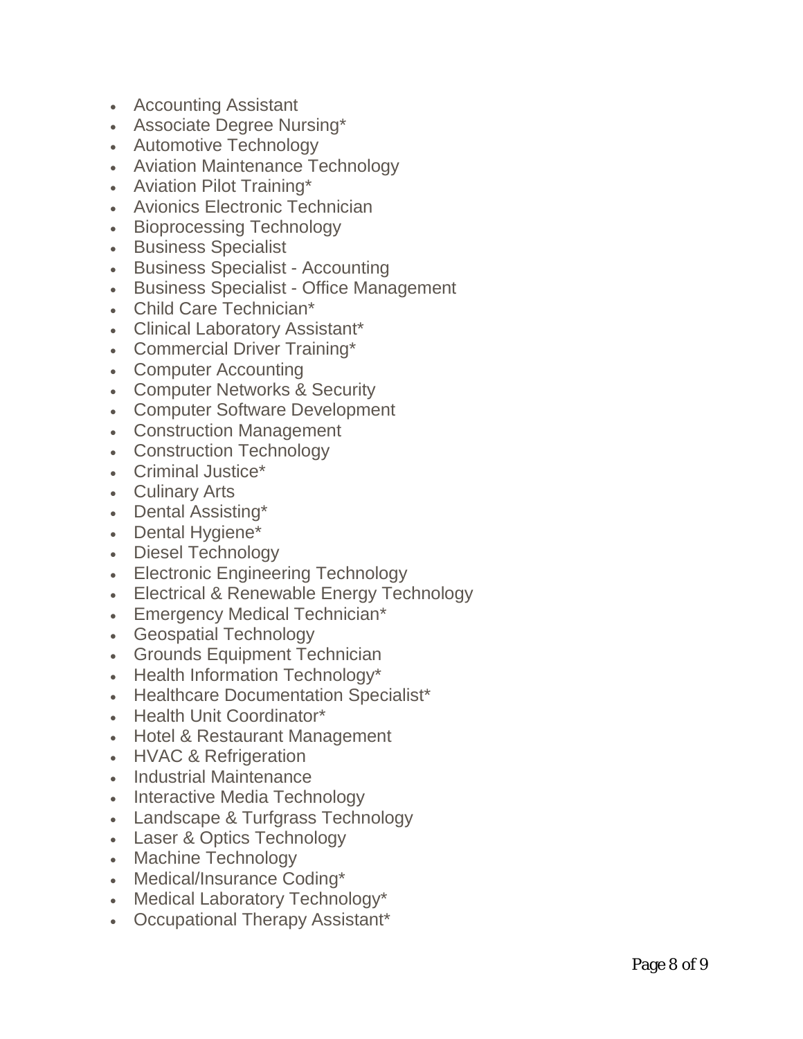- Accounting Assistant
- Associate Degree Nursing*
- Automotive Technology
- Aviation Maintenance Technology
- Aviation Pilot Training*
- Avionics Electronic Technician
- Bioprocessing Technology
- Business Specialist
- Business Specialist - Accounting
- Business Specialist - Office Management
- Child Care Technician*
- Clinical Laboratory Assistant*
- Commercial Driver Training*
- Computer Accounting
- Computer Networks & Security
- Computer Software Development
- Construction Management
- Construction Technology
- Criminal Justice*
- Culinary Arts
- Dental Assisting*
- Dental Hygiene*
- Diesel Technology
- Electronic Engineering Technology
- Electrical & Renewable Energy Technology
- Emergency Medical Technician*
- Geospatial Technology
- Grounds Equipment Technician
- Health Information Technology*
- Healthcare Documentation Specialist*
- Health Unit Coordinator*
- Hotel & Restaurant Management
- HVAC & Refrigeration
- Industrial Maintenance
- Interactive Media Technology
- Landscape & Turfgrass Technology
- Laser & Optics Technology
- Machine Technology
- Medical/Insurance Coding*
- Medical Laboratory Technology*
- Occupational Therapy Assistant*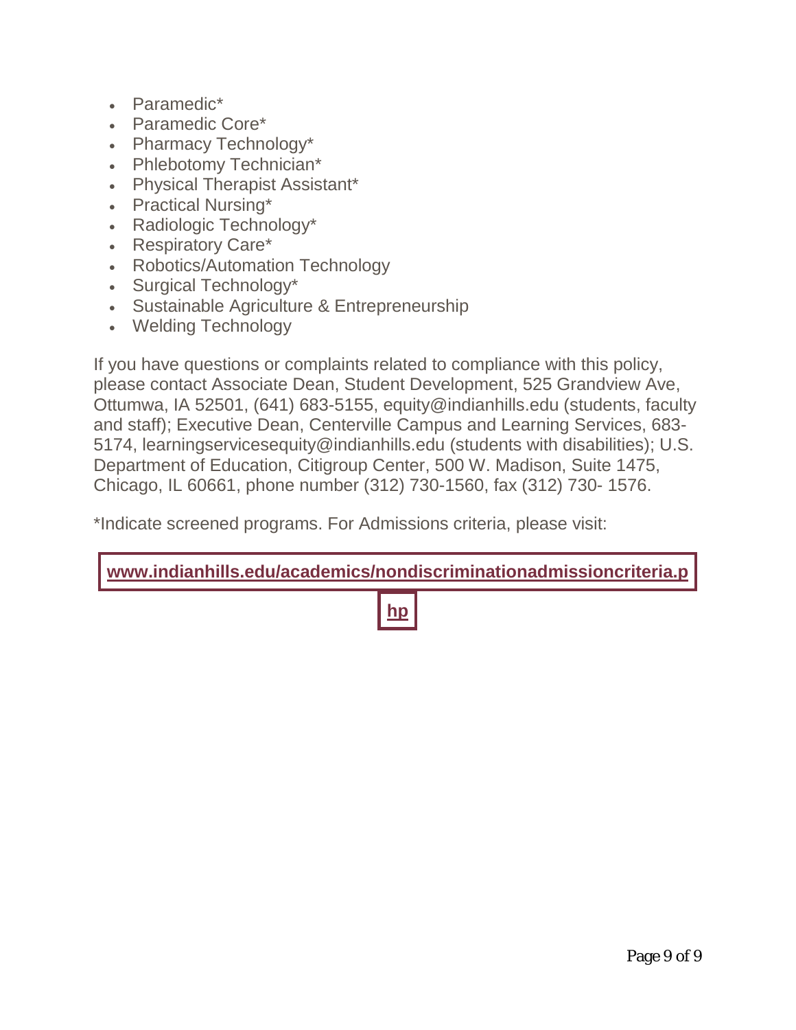- Paramedic*
- Paramedic Core*
- Pharmacy Technology*
- Phlebotomy Technician*
- Physical Therapist Assistant*
- Practical Nursing*
- Radiologic Technology*
- Respiratory Care*
- Robotics/Automation Technology
- Surgical Technology*
- Sustainable Agriculture & Entrepreneurship
- Welding Technology

If you have questions or complaints related to compliance with this policy, please contact Associate Dean, Student Development, 525 Grandview Ave, Ottumwa, IA 52501, (641) 683-5155, equity@indianhills.edu (students, faculty and staff); Executive Dean, Centerville Campus and Learning Services, 683-5174, learningservicesequity@indianhills.edu (students with disabilities); U.S. Department of Education, Citigroup Center, 500 W. Madison, Suite 1475, Chicago, IL 60661, phone number (312) 730-1560, fax (312) 730- 1576.

*Indicate screened programs. For Admissions criteria, please visit:

**www.indianhills.edu/academics/nondiscriminationadmissioncriteria.php**